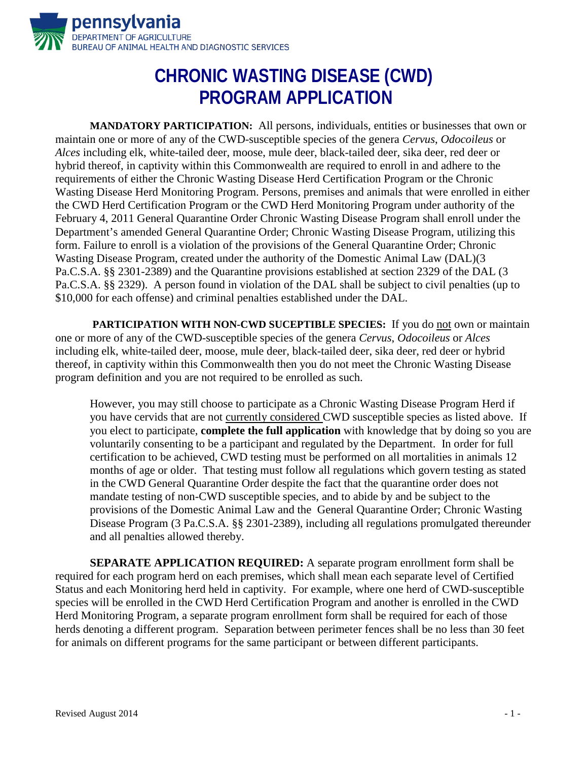pennsylvania
DEPARTMENT OF AGRICULTURE
BUREAU OF ANIMAL HEALTH AND DIAGNOSTIC SERVICES

# CHRONIC WASTING DISEASE (CWD) PROGRAM APPLICATION

**MANDATORY PARTICIPATION:** All persons, individuals, entities or businesses that own or maintain one or more of any of the CWD-susceptible species of the genera *Cervus*, *Odocoileus* or *Alces* including elk, white-tailed deer, moose, mule deer, black-tailed deer, sika deer, red deer or hybrid thereof, in captivity within this Commonwealth are required to enroll in and adhere to the requirements of either the Chronic Wasting Disease Herd Certification Program or the Chronic Wasting Disease Herd Monitoring Program. Persons, premises and animals that were enrolled in either the CWD Herd Certification Program or the CWD Herd Monitoring Program under authority of the February 4, 2011 General Quarantine Order Chronic Wasting Disease Program shall enroll under the Department's amended General Quarantine Order; Chronic Wasting Disease Program, utilizing this form. Failure to enroll is a violation of the provisions of the General Quarantine Order; Chronic Wasting Disease Program, created under the authority of the Domestic Animal Law (DAL)(3 Pa.C.S.A. §§ 2301-2389) and the Quarantine provisions established at section 2329 of the DAL (3 Pa.C.S.A. §§ 2329). A person found in violation of the DAL shall be subject to civil penalties (up to $10,000 for each offense) and criminal penalties established under the DAL.

**PARTICIPATION WITH NON-CWD SUCEPTIBLE SPECIES:** If you do not own or maintain one or more of any of the CWD-susceptible species of the genera *Cervus*, *Odocoileus* or *Alces* including elk, white-tailed deer, moose, mule deer, black-tailed deer, sika deer, red deer or hybrid thereof, in captivity within this Commonwealth then you do not meet the Chronic Wasting Disease program definition and you are not required to be enrolled as such.

> However, you may still choose to participate as a Chronic Wasting Disease Program Herd if you have cervids that are not currently considered CWD susceptible species as listed above. If you elect to participate, **complete the full application** with knowledge that by doing so you are voluntarily consenting to be a participant and regulated by the Department. In order for full certification to be achieved, CWD testing must be performed on all mortalities in animals 12 months of age or older. That testing must follow all regulations which govern testing as stated in the CWD General Quarantine Order despite the fact that the quarantine order does not mandate testing of non-CWD susceptible species, and to abide by and be subject to the provisions of the Domestic Animal Law and the General Quarantine Order; Chronic Wasting Disease Program (3 Pa.C.S.A. §§ 2301-2389), including all regulations promulgated thereunder and all penalties allowed thereby.

**SEPARATE APPLICATION REQUIRED:** A separate program enrollment form shall be required for each program herd on each premises, which shall mean each separate level of Certified Status and each Monitoring herd held in captivity. For example, where one herd of CWD-susceptible species will be enrolled in the CWD Herd Certification Program and another is enrolled in the CWD Herd Monitoring Program, a separate program enrollment form shall be required for each of those herds denoting a different program. Separation between perimeter fences shall be no less than 30 feet for animals on different programs for the same participant or between different participants.

Revised August 2014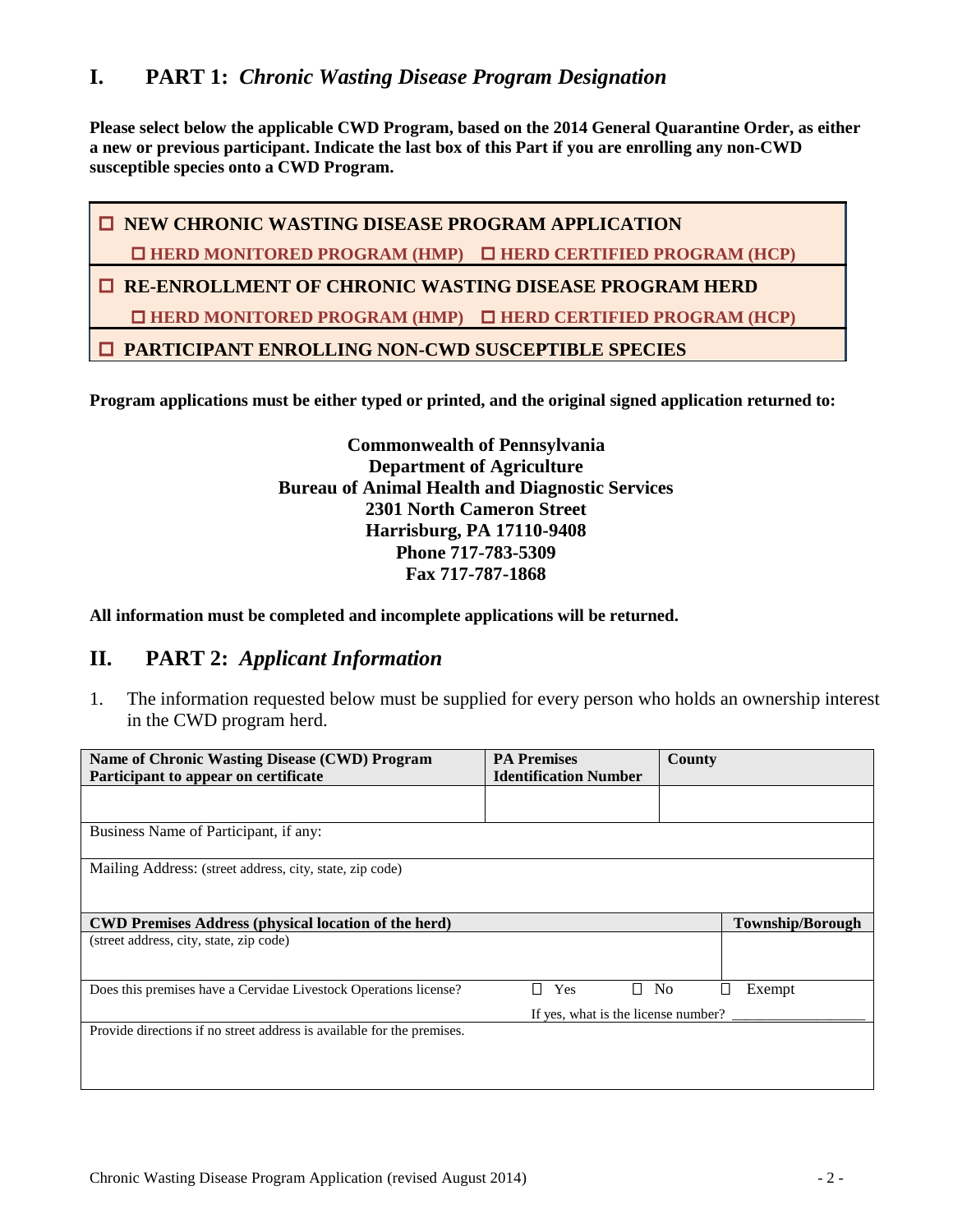# I. PART 1: *Chronic Wasting Disease Program Designation*

**Please select below the applicable CWD Program, based on the 2014 General Quarantine Order, as either a new or previous participant. Indicate the last box of this Part if you are enrolling any non-CWD susceptible species onto a CWD Program.**

- ☐ **NEW CHRONIC WASTING DISEASE PROGRAM APPLICATION**
  - ☐ **HERD MONITORED PROGRAM (HMP)** ☐ **HERD CERTIFIED PROGRAM (HCP)**
- ☐ **RE-ENROLLMENT OF CHRONIC WASTING DISEASE PROGRAM HERD**
  - ☐ **HERD MONITORED PROGRAM (HMP)** ☐ **HERD CERTIFIED PROGRAM (HCP)**
- ☐ **PARTICIPANT ENROLLING NON-CWD SUSCEPTIBLE SPECIES**

**Program applications must be either typed or printed, and the original signed application returned to:**

**Commonwealth of Pennsylvania**
**Department of Agriculture**
**Bureau of Animal Health and Diagnostic Services**
**2301 North Cameron Street**
**Harrisburg, PA 17110-9408**
**Phone 717-783-5309**
**Fax 717-787-1868**

**All information must be completed and incomplete applications will be returned.**

# II. PART 2: *Applicant Information*

1. The information requested below must be supplied for every person who holds an ownership interest in the CWD program herd.

| **Name of Chronic Wasting Disease (CWD) Program Participant to appear on certificate** | **PA Premises Identification Number** | **County** |
|---|---|---|
| | | |
| Business Name of Participant, if any: | | |
| Mailing Address: (street address, city, state, zip code) | | |
| **CWD Premises Address (physical location of the herd)** (street address, city, state, zip code) | | **Township/Borough** |
| Does this premises have a Cervidae Livestock Operations license? | ☐ Yes ☐ No ☐ Exempt<br>If yes, what is the license number? __________ | |
| Provide directions if no street address is available for the premises. | | |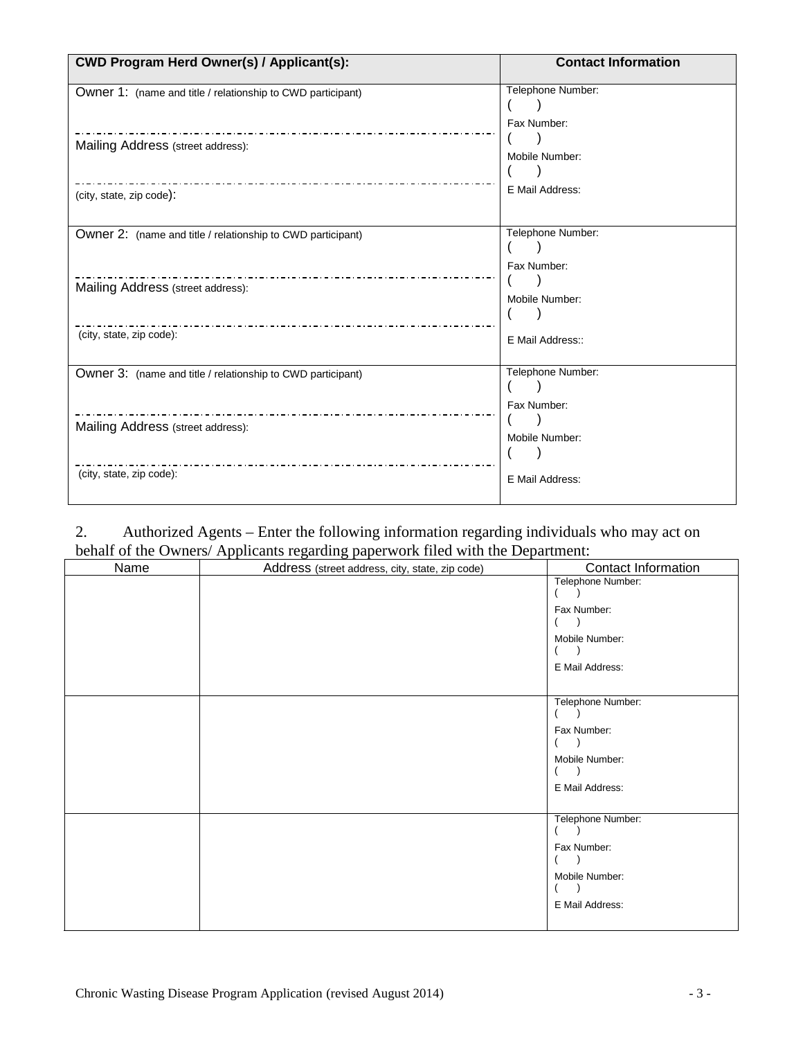| CWD Program Herd Owner(s) / Applicant(s): | Contact Information |
|---|---|
| Owner 1: (name and title / relationship to CWD participant)<br><br>Mailing Address (street address):<br><br>(city, state, zip code): | Telephone Number:<br>(   )<br>Fax Number:<br>(   )<br>Mobile Number:<br>(   )<br>E Mail Address: |
| Owner 2: (name and title / relationship to CWD participant)<br><br>Mailing Address (street address):<br><br>(city, state, zip code): | Telephone Number:<br>(   )<br>Fax Number:<br>(   )<br>Mobile Number:<br>(   )<br>E Mail Address:: |
| Owner 3: (name and title / relationship to CWD participant)<br><br>Mailing Address (street address):<br><br>(city, state, zip code): | Telephone Number:<br>(   )<br>Fax Number:<br>(   )<br>Mobile Number:<br>(   )<br>E Mail Address: |

2. Authorized Agents – Enter the following information regarding individuals who may act on behalf of the Owners/ Applicants regarding paperwork filed with the Department:

| Name | Address (street address, city, state, zip code) | Contact Information |
|---|---|---|
| | | Telephone Number:<br>(   )<br>Fax Number:<br>(   )<br>Mobile Number:<br>(   )<br>E Mail Address: |
| | | Telephone Number:<br>(   )<br>Fax Number:<br>(   )<br>Mobile Number:<br>(   )<br>E Mail Address: |
| | | Telephone Number:<br>(   )<br>Fax Number:<br>(   )<br>Mobile Number:<br>(   )<br>E Mail Address: |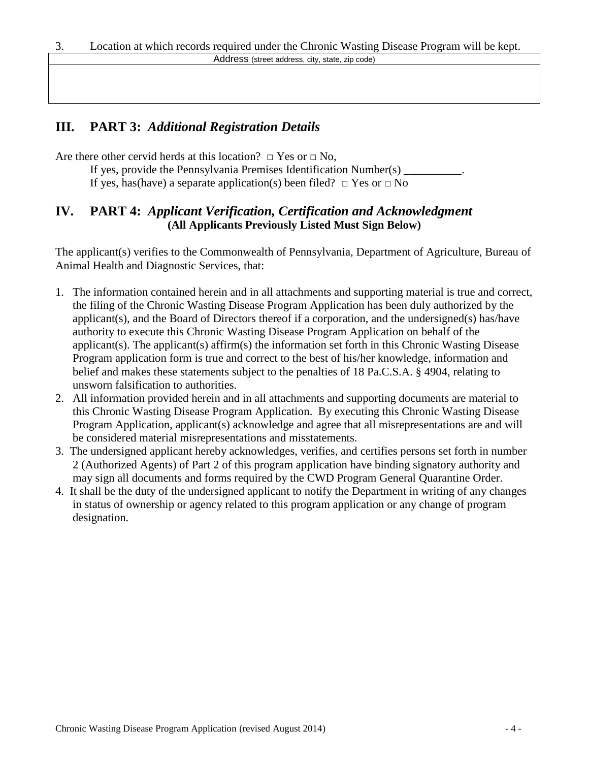3. Location at which records required under the Chronic Wasting Disease Program will be kept.

| Address (street address, city, state, zip code) |
|---|
| |

## III. PART 3: *Additional Registration Details*

Are there other cervid herds at this location? □ Yes or □ No,

If yes, provide the Pennsylvania Premises Identification Number(s) __________.

If yes, has(have) a separate application(s) been filed? □ Yes or □ No

## IV. PART 4: *Applicant Verification, Certification and Acknowledgment*

**(All Applicants Previously Listed Must Sign Below)**

The applicant(s) verifies to the Commonwealth of Pennsylvania, Department of Agriculture, Bureau of Animal Health and Diagnostic Services, that:

1. The information contained herein and in all attachments and supporting material is true and correct, the filing of the Chronic Wasting Disease Program Application has been duly authorized by the applicant(s), and the Board of Directors thereof if a corporation, and the undersigned(s) has/have authority to execute this Chronic Wasting Disease Program Application on behalf of the applicant(s). The applicant(s) affirm(s) the information set forth in this Chronic Wasting Disease Program application form is true and correct to the best of his/her knowledge, information and belief and makes these statements subject to the penalties of 18 Pa.C.S.A. § 4904, relating to unsworn falsification to authorities.
2. All information provided herein and in all attachments and supporting documents are material to this Chronic Wasting Disease Program Application. By executing this Chronic Wasting Disease Program Application, applicant(s) acknowledge and agree that all misrepresentations are and will be considered material misrepresentations and misstatements.
3. The undersigned applicant hereby acknowledges, verifies, and certifies persons set forth in number 2 (Authorized Agents) of Part 2 of this program application have binding signatory authority and may sign all documents and forms required by the CWD Program General Quarantine Order.
4. It shall be the duty of the undersigned applicant to notify the Department in writing of any changes in status of ownership or agency related to this program application or any change of program designation.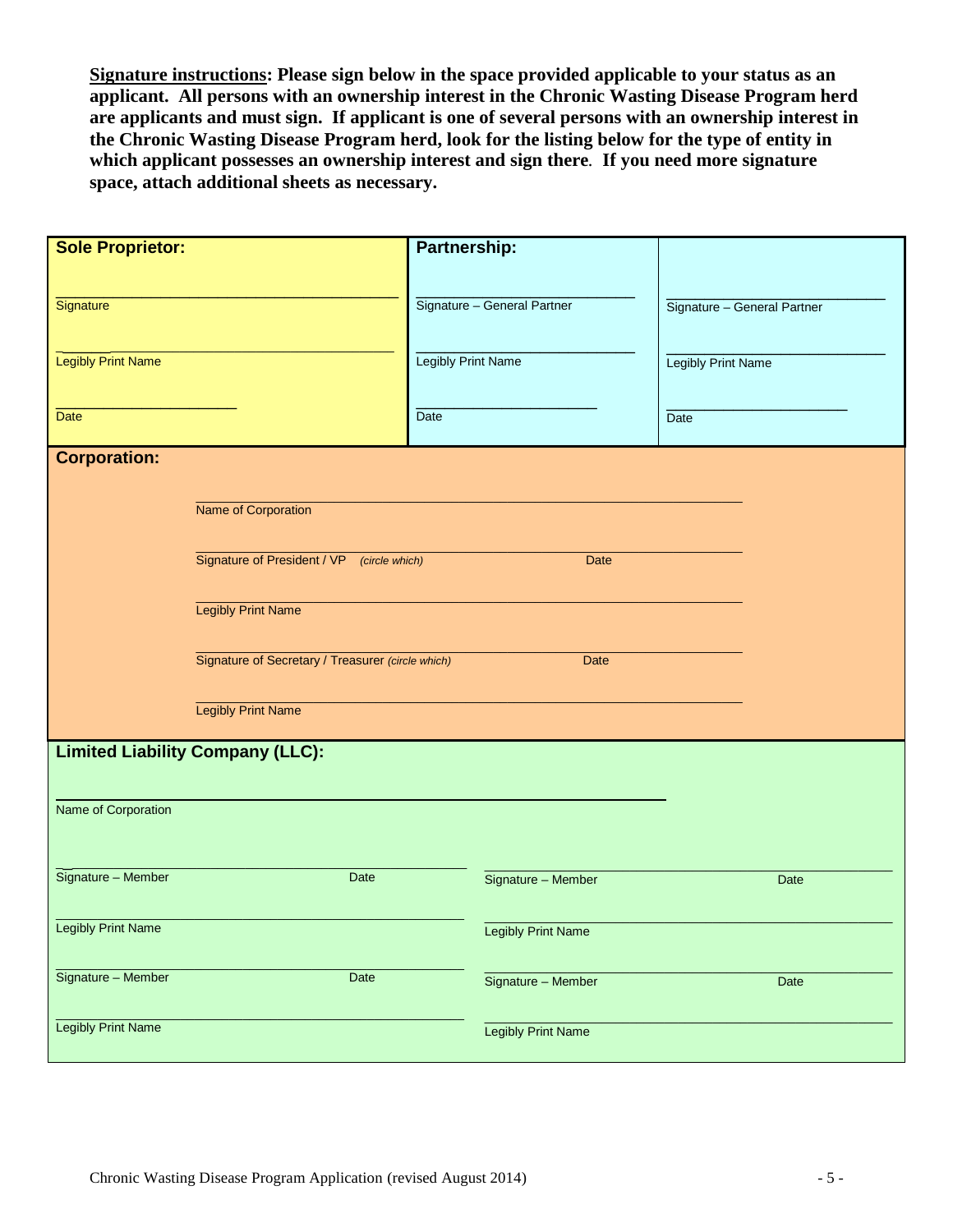**Signature instructions: Please sign below in the space provided applicable to your status as an applicant. All persons with an ownership interest in the Chronic Wasting Disease Program herd are applicants and must sign. If applicant is one of several persons with an ownership interest in the Chronic Wasting Disease Program herd, look for the listing below for the type of entity in which applicant possesses an ownership interest and sign there. If you need more signature space, attach additional sheets as necessary.**

**Sole Proprietor:**

\_\_\_\_\_\_\_\_\_\_\_\_\_\_\_\_\_\_\_\_\_\_\_\_\_\_\_\_\_\_\_\_\_\_\_\_\_\_\_\_
Signature

\_\_\_\_\_\_\_\_\_\_\_\_\_\_\_\_\_\_\_\_\_\_\_\_\_\_\_\_\_\_\_\_\_\_\_\_\_\_\_\_
Legibly Print Name

\_\_\_\_\_\_\_\_\_\_\_\_\_\_\_\_\_\_\_\_\_\_
Date

**Partnership:**

| | |
|---|---|
| \_\_\_\_\_\_\_\_\_\_\_\_\_\_\_\_\_\_\_\_\_\_\_\_\_\_ Signature – General Partner | \_\_\_\_\_\_\_\_\_\_\_\_\_\_\_\_\_\_\_\_\_\_\_\_\_\_ Signature – General Partner |
| \_\_\_\_\_\_\_\_\_\_\_\_\_\_\_\_\_\_\_\_\_\_\_\_\_\_ Legibly Print Name | \_\_\_\_\_\_\_\_\_\_\_\_\_\_\_\_\_\_\_\_\_\_\_\_\_\_ Legibly Print Name |
| \_\_\_\_\_\_\_\_\_\_\_\_\_\_\_\_\_\_\_\_\_\_ Date | \_\_\_\_\_\_\_\_\_\_\_\_\_\_\_\_\_\_\_\_\_\_ Date |

**Corporation:**

\_\_\_\_\_\_\_\_\_\_\_\_\_\_\_\_\_\_\_\_\_\_\_\_\_\_\_\_\_\_\_\_\_\_\_\_\_\_\_\_\_\_\_\_\_\_\_\_\_\_\_\_\_\_\_\_\_\_\_\_\_\_
Name of Corporation

\_\_\_\_\_\_\_\_\_\_\_\_\_\_\_\_\_\_\_\_\_\_\_\_\_\_\_\_\_\_\_\_\_\_\_\_\_\_\_\_\_\_\_\_\_\_\_\_\_\_\_\_\_\_\_\_\_\_\_\_\_\_
Signature of President / VP *(circle which)* Date

\_\_\_\_\_\_\_\_\_\_\_\_\_\_\_\_\_\_\_\_\_\_\_\_\_\_\_\_\_\_\_\_\_\_\_\_\_\_\_\_\_\_\_\_\_\_\_\_\_\_\_\_\_\_\_\_\_\_\_\_\_\_
Legibly Print Name

\_\_\_\_\_\_\_\_\_\_\_\_\_\_\_\_\_\_\_\_\_\_\_\_\_\_\_\_\_\_\_\_\_\_\_\_\_\_\_\_\_\_\_\_\_\_\_\_\_\_\_\_\_\_\_\_\_\_\_\_\_\_
Signature of Secretary / Treasurer *(circle which)* Date

\_\_\_\_\_\_\_\_\_\_\_\_\_\_\_\_\_\_\_\_\_\_\_\_\_\_\_\_\_\_\_\_\_\_\_\_\_\_\_\_\_\_\_\_\_\_\_\_\_\_\_\_\_\_\_\_\_\_\_\_\_\_
Legibly Print Name

**Limited Liability Company (LLC):**

\_\_\_\_\_\_\_\_\_\_\_\_\_\_\_\_\_\_\_\_\_\_\_\_\_\_\_\_\_\_\_\_\_\_\_\_\_\_\_\_\_\_\_\_\_\_\_\_\_\_\_\_\_\_\_\_\_\_\_\_\_\_\_\_\_\_\_\_\_\_
Name of Corporation

| | |
|---|---|
| \_\_\_\_\_\_\_\_\_\_\_\_\_\_\_\_\_\_\_\_\_\_\_\_\_\_\_\_\_\_\_\_\_\_\_\_\_\_\_\_\_\_\_\_ Signature – Member Date | \_\_\_\_\_\_\_\_\_\_\_\_\_\_\_\_\_\_\_\_\_\_\_\_\_\_\_\_\_\_\_\_\_\_\_\_\_\_\_\_\_\_\_\_ Signature – Member Date |
| \_\_\_\_\_\_\_\_\_\_\_\_\_\_\_\_\_\_\_\_\_\_\_\_\_\_\_\_\_\_\_\_\_\_\_\_\_\_\_\_\_\_\_\_ Legibly Print Name | \_\_\_\_\_\_\_\_\_\_\_\_\_\_\_\_\_\_\_\_\_\_\_\_\_\_\_\_\_\_\_\_\_\_\_\_\_\_\_\_\_\_\_\_ Legibly Print Name |
| \_\_\_\_\_\_\_\_\_\_\_\_\_\_\_\_\_\_\_\_\_\_\_\_\_\_\_\_\_\_\_\_\_\_\_\_\_\_\_\_\_\_\_\_ Signature – Member Date | \_\_\_\_\_\_\_\_\_\_\_\_\_\_\_\_\_\_\_\_\_\_\_\_\_\_\_\_\_\_\_\_\_\_\_\_\_\_\_\_\_\_\_\_ Signature – Member Date |
| \_\_\_\_\_\_\_\_\_\_\_\_\_\_\_\_\_\_\_\_\_\_\_\_\_\_\_\_\_\_\_\_\_\_\_\_\_\_\_\_\_\_\_\_ Legibly Print Name | \_\_\_\_\_\_\_\_\_\_\_\_\_\_\_\_\_\_\_\_\_\_\_\_\_\_\_\_\_\_\_\_\_\_\_\_\_\_\_\_\_\_\_\_ Legibly Print Name |

Chronic Wasting Disease Program Application (revised August 2014)